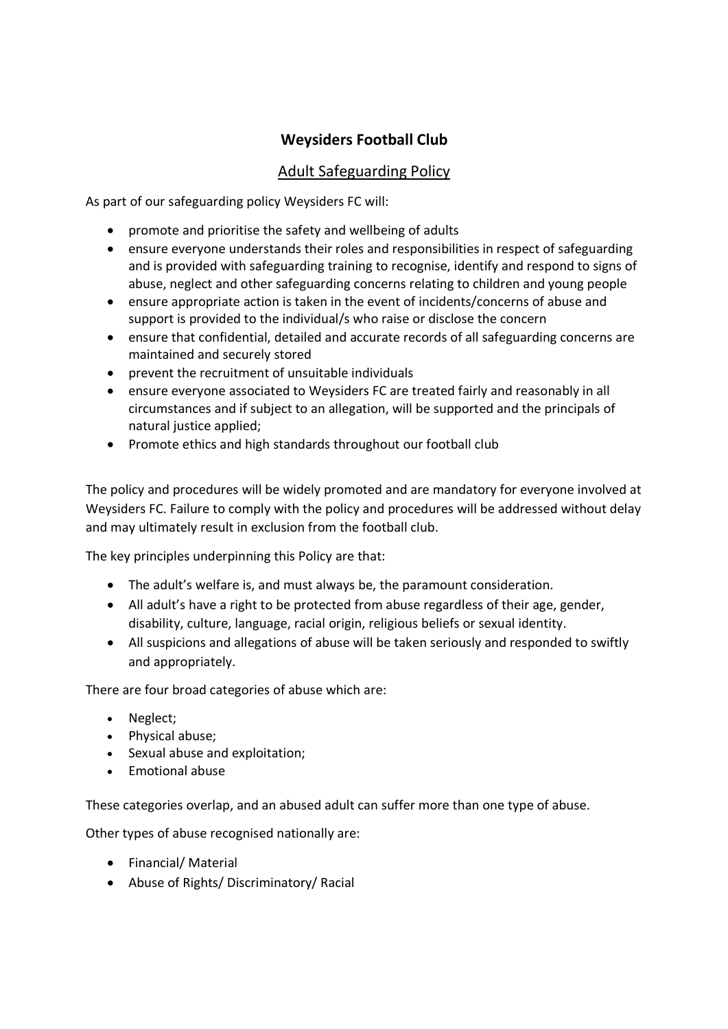# Weysiders Football Club

## Adult Safeguarding Policy

As part of our safeguarding policy Weysiders FC will:

- promote and prioritise the safety and wellbeing of adults
- ensure everyone understands their roles and responsibilities in respect of safeguarding and is provided with safeguarding training to recognise, identify and respond to signs of abuse, neglect and other safeguarding concerns relating to children and young people
- ensure appropriate action is taken in the event of incidents/concerns of abuse and support is provided to the individual/s who raise or disclose the concern
- ensure that confidential, detailed and accurate records of all safeguarding concerns are maintained and securely stored
- prevent the recruitment of unsuitable individuals
- ensure everyone associated to Weysiders FC are treated fairly and reasonably in all circumstances and if subject to an allegation, will be supported and the principals of natural justice applied;
- Promote ethics and high standards throughout our football club

The policy and procedures will be widely promoted and are mandatory for everyone involved at Weysiders FC. Failure to comply with the policy and procedures will be addressed without delay and may ultimately result in exclusion from the football club.

The key principles underpinning this Policy are that:

- The adult's welfare is, and must always be, the paramount consideration.
- All adult's have a right to be protected from abuse regardless of their age, gender, disability, culture, language, racial origin, religious beliefs or sexual identity.
- All suspicions and allegations of abuse will be taken seriously and responded to swiftly and appropriately.

There are four broad categories of abuse which are:

- Neglect;
- Physical abuse;
- Sexual abuse and exploitation;
- Emotional abuse

These categories overlap, and an abused adult can suffer more than one type of abuse.

Other types of abuse recognised nationally are:

- Financial/ Material
- Abuse of Rights/ Discriminatory/ Racial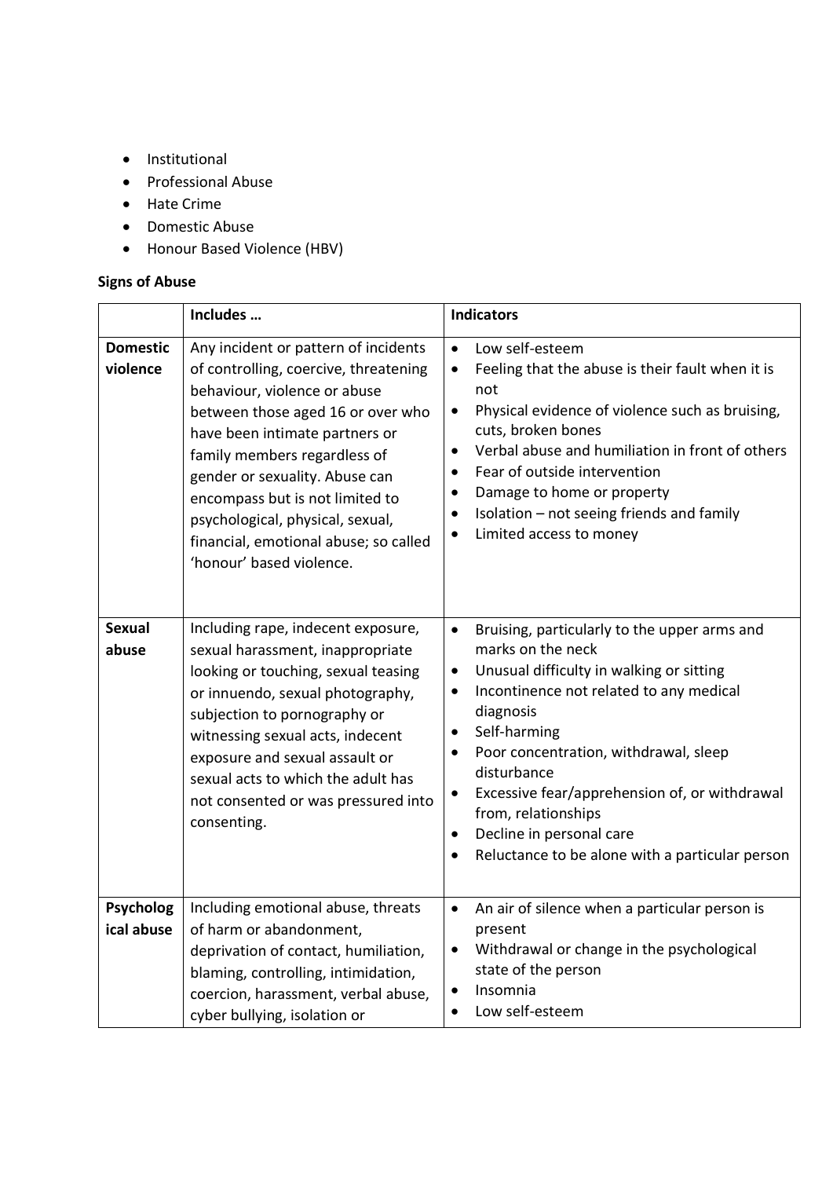- Institutional
- Professional Abuse
- Hate Crime
- Domestic Abuse
- Honour Based Violence (HBV)

**Signs of Abuse**

| | **Includes …** | **Indicators** |
|---|---|---|
| **Domestic violence** | Any incident or pattern of incidents of controlling, coercive, threatening behaviour, violence or abuse between those aged 16 or over who have been intimate partners or family members regardless of gender or sexuality. Abuse can encompass but is not limited to psychological, physical, sexual, financial, emotional abuse; so called 'honour' based violence. | • Low self-esteem<br>• Feeling that the abuse is their fault when it is not<br>• Physical evidence of violence such as bruising, cuts, broken bones<br>• Verbal abuse and humiliation in front of others<br>• Fear of outside intervention<br>• Damage to home or property<br>• Isolation – not seeing friends and family<br>• Limited access to money |
| **Sexual abuse** | Including rape, indecent exposure, sexual harassment, inappropriate looking or touching, sexual teasing or innuendo, sexual photography, subjection to pornography or witnessing sexual acts, indecent exposure and sexual assault or sexual acts to which the adult has not consented or was pressured into consenting. | • Bruising, particularly to the upper arms and marks on the neck<br>• Unusual difficulty in walking or sitting<br>• Incontinence not related to any medical diagnosis<br>• Self-harming<br>• Poor concentration, withdrawal, sleep disturbance<br>• Excessive fear/apprehension of, or withdrawal from, relationships<br>• Decline in personal care<br>• Reluctance to be alone with a particular person |
| **Psychological abuse** | Including emotional abuse, threats of harm or abandonment, deprivation of contact, humiliation, blaming, controlling, intimidation, coercion, harassment, verbal abuse, cyber bullying, isolation or | • An air of silence when a particular person is present<br>• Withdrawal or change in the psychological state of the person<br>• Insomnia<br>• Low self-esteem |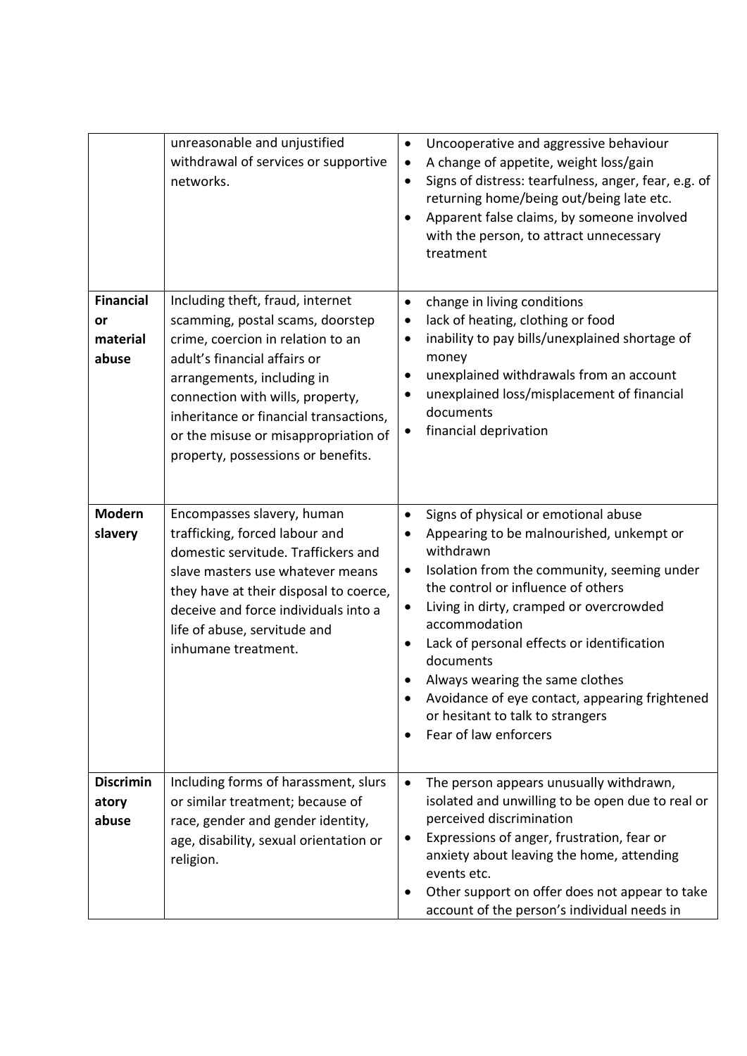| | | |
|---|---|---|
| | unreasonable and unjustified withdrawal of services or supportive networks. | • Uncooperative and aggressive behaviour<br>• A change of appetite, weight loss/gain<br>• Signs of distress: tearfulness, anger, fear, e.g. of returning home/being out/being late etc.<br>• Apparent false claims, by someone involved with the person, to attract unnecessary treatment |
| **Financial or material abuse** | Including theft, fraud, internet scamming, postal scams, doorstep crime, coercion in relation to an adult's financial affairs or arrangements, including in connection with wills, property, inheritance or financial transactions, or the misuse or misappropriation of property, possessions or benefits. | • change in living conditions<br>• lack of heating, clothing or food<br>• inability to pay bills/unexplained shortage of money<br>• unexplained withdrawals from an account<br>• unexplained loss/misplacement of financial documents<br>• financial deprivation |
| **Modern slavery** | Encompasses slavery, human trafficking, forced labour and domestic servitude. Traffickers and slave masters use whatever means they have at their disposal to coerce, deceive and force individuals into a life of abuse, servitude and inhumane treatment. | • Signs of physical or emotional abuse<br>• Appearing to be malnourished, unkempt or withdrawn<br>• Isolation from the community, seeming under the control or influence of others<br>• Living in dirty, cramped or overcrowded accommodation<br>• Lack of personal effects or identification documents<br>• Always wearing the same clothes<br>• Avoidance of eye contact, appearing frightened or hesitant to talk to strangers<br>• Fear of law enforcers |
| **Discriminatory abuse** | Including forms of harassment, slurs or similar treatment; because of race, gender and gender identity, age, disability, sexual orientation or religion. | • The person appears unusually withdrawn, isolated and unwilling to be open due to real or perceived discrimination<br>• Expressions of anger, frustration, fear or anxiety about leaving the home, attending events etc.<br>• Other support on offer does not appear to take account of the person's individual needs in |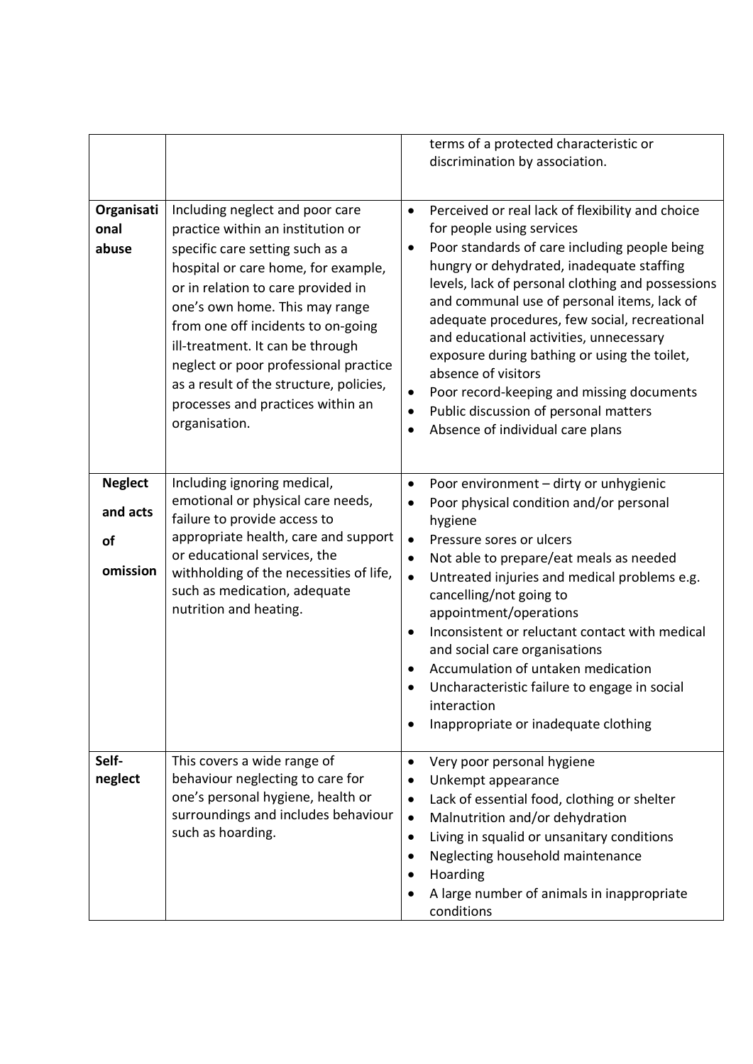| | | |
|---|---|---|
| | | terms of a protected characteristic or discrimination by association. |
| **Organisational abuse** | Including neglect and poor care practice within an institution or specific care setting such as a hospital or care home, for example, or in relation to care provided in one's own home. This may range from one off incidents to on-going ill-treatment. It can be through neglect or poor professional practice as a result of the structure, policies, processes and practices within an organisation. | • Perceived or real lack of flexibility and choice for people using services<br>• Poor standards of care including people being hungry or dehydrated, inadequate staffing levels, lack of personal clothing and possessions and communal use of personal items, lack of adequate procedures, few social, recreational and educational activities, unnecessary exposure during bathing or using the toilet, absence of visitors<br>• Poor record-keeping and missing documents<br>• Public discussion of personal matters<br>• Absence of individual care plans |
| **Neglect and acts of omission** | Including ignoring medical, emotional or physical care needs, failure to provide access to appropriate health, care and support or educational services, the withholding of the necessities of life, such as medication, adequate nutrition and heating. | • Poor environment – dirty or unhygienic<br>• Poor physical condition and/or personal hygiene<br>• Pressure sores or ulcers<br>• Not able to prepare/eat meals as needed<br>• Untreated injuries and medical problems e.g. cancelling/not going to appointment/operations<br>• Inconsistent or reluctant contact with medical and social care organisations<br>• Accumulation of untaken medication<br>• Uncharacteristic failure to engage in social interaction<br>• Inappropriate or inadequate clothing |
| **Self-neglect** | This covers a wide range of behaviour neglecting to care for one's personal hygiene, health or surroundings and includes behaviour such as hoarding. | • Very poor personal hygiene<br>• Unkempt appearance<br>• Lack of essential food, clothing or shelter<br>• Malnutrition and/or dehydration<br>• Living in squalid or unsanitary conditions<br>• Neglecting household maintenance<br>• Hoarding<br>• A large number of animals in inappropriate conditions |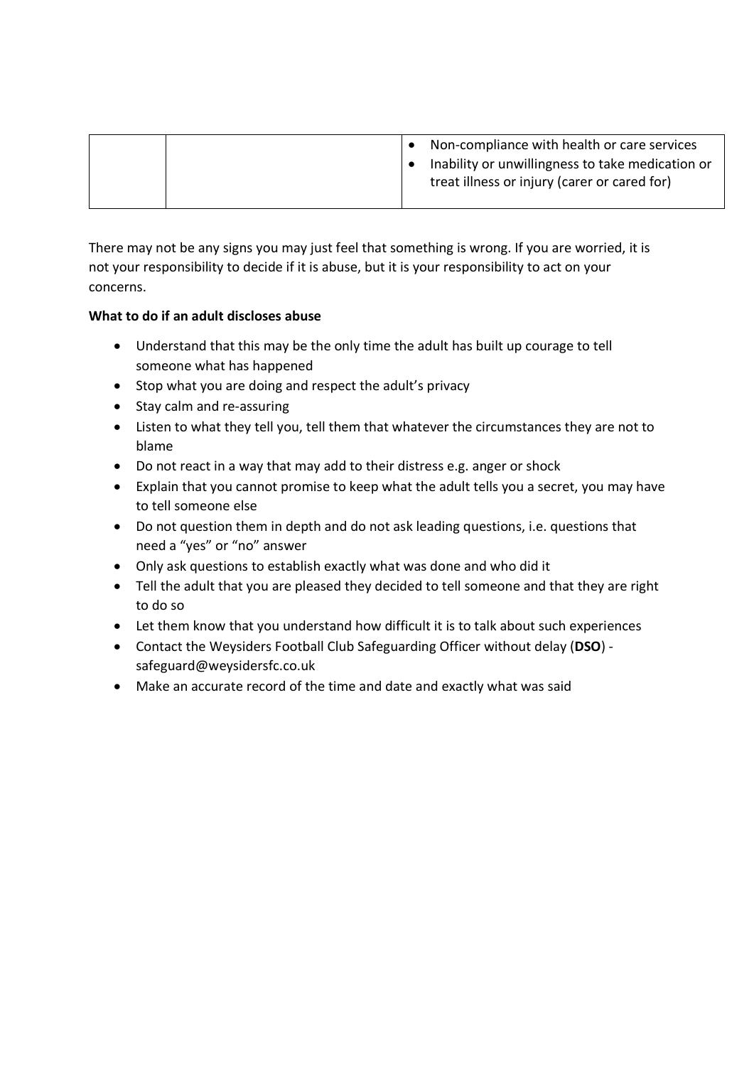|  |  | • Non-compliance with health or care services<br>• Inability or unwillingness to take medication or treat illness or injury (carer or cared for) |
|---|---|---|

There may not be any signs you may just feel that something is wrong. If you are worried, it is not your responsibility to decide if it is abuse, but it is your responsibility to act on your concerns.

**What to do if an adult discloses abuse**

- Understand that this may be the only time the adult has built up courage to tell someone what has happened
- Stop what you are doing and respect the adult's privacy
- Stay calm and re-assuring
- Listen to what they tell you, tell them that whatever the circumstances they are not to blame
- Do not react in a way that may add to their distress e.g. anger or shock
- Explain that you cannot promise to keep what the adult tells you a secret, you may have to tell someone else
- Do not question them in depth and do not ask leading questions, i.e. questions that need a "yes" or "no" answer
- Only ask questions to establish exactly what was done and who did it
- Tell the adult that you are pleased they decided to tell someone and that they are right to do so
- Let them know that you understand how difficult it is to talk about such experiences
- Contact the Weysiders Football Club Safeguarding Officer without delay (**DSO**) - safeguard@weysidersfc.co.uk
- Make an accurate record of the time and date and exactly what was said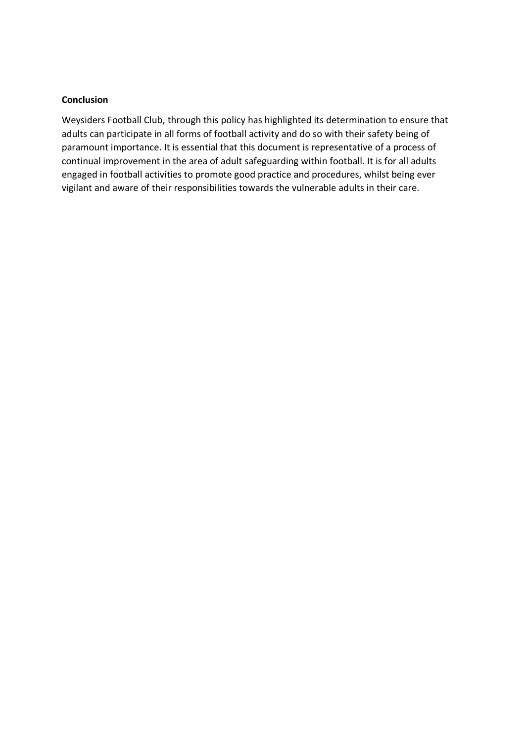**Conclusion**

Weysiders Football Club, through this policy has highlighted its determination to ensure that adults can participate in all forms of football activity and do so with their safety being of paramount importance. It is essential that this document is representative of a process of continual improvement in the area of adult safeguarding within football. It is for all adults engaged in football activities to promote good practice and procedures, whilst being ever vigilant and aware of their responsibilities towards the vulnerable adults in their care.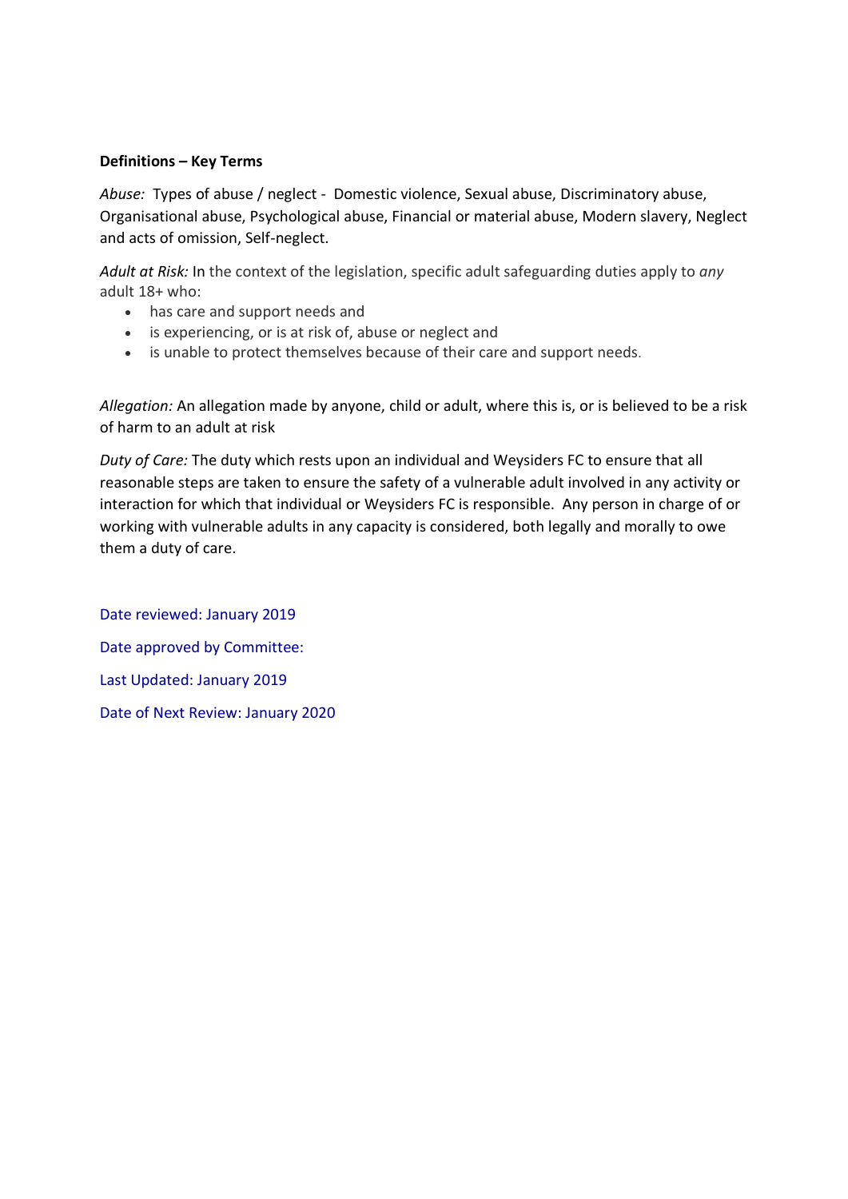**Definitions – Key Terms**

*Abuse:* Types of abuse / neglect - Domestic violence, Sexual abuse, Discriminatory abuse, Organisational abuse, Psychological abuse, Financial or material abuse, Modern slavery, Neglect and acts of omission, Self-neglect.

*Adult at Risk:* In the context of the legislation, specific adult safeguarding duties apply to *any* adult 18+ who:

- has care and support needs and
- is experiencing, or is at risk of, abuse or neglect and
- is unable to protect themselves because of their care and support needs.

*Allegation:* An allegation made by anyone, child or adult, where this is, or is believed to be a risk of harm to an adult at risk

*Duty of Care:* The duty which rests upon an individual and Weysiders FC to ensure that all reasonable steps are taken to ensure the safety of a vulnerable adult involved in any activity or interaction for which that individual or Weysiders FC is responsible. Any person in charge of or working with vulnerable adults in any capacity is considered, both legally and morally to owe them a duty of care.

Date reviewed: January 2019

Date approved by Committee:

Last Updated: January 2019

Date of Next Review: January 2020